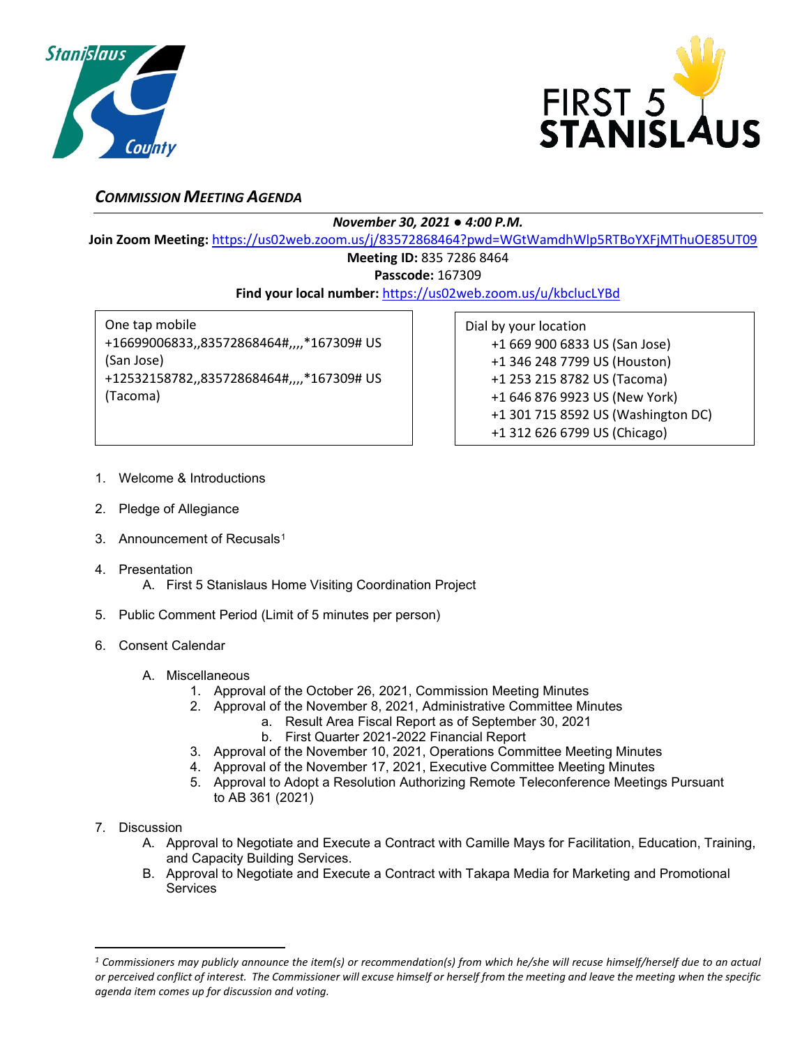## *COMMISSION MEETING AGENDA*

***November 30, 2021 ● 4:00 P.M.***

**Join Zoom Meeting:** https://us02web.zoom.us/j/83572868464?pwd=WGtWamdhWlp5RTBoYXFjMThuOE85UT09

**Meeting ID:** 835 7286 8464

**Passcode:** 167309

**Find your local number:** https://us02web.zoom.us/u/kbclucLYBd

One tap mobile
+16699006833,,83572868464#,,,,*167309# US (San Jose)
+12532158782,,83572868464#,,,,*167309# US (Tacoma)

Dial by your location
+1 669 900 6833 US (San Jose)
+1 346 248 7799 US (Houston)
+1 253 215 8782 US (Tacoma)
+1 646 876 9923 US (New York)
+1 301 715 8592 US (Washington DC)
+1 312 626 6799 US (Chicago)

1. Welcome & Introductions
2. Pledge of Allegiance
3. Announcement of Recusals[1]
4. Presentation
   A. First 5 Stanislaus Home Visiting Coordination Project
5. Public Comment Period (Limit of 5 minutes per person)
6. Consent Calendar
   A. Miscellaneous
      1. Approval of the October 26, 2021, Commission Meeting Minutes
      2. Approval of the November 8, 2021, Administrative Committee Minutes
         a. Result Area Fiscal Report as of September 30, 2021
         b. First Quarter 2021-2022 Financial Report
      3. Approval of the November 10, 2021, Operations Committee Meeting Minutes
      4. Approval of the November 17, 2021, Executive Committee Meeting Minutes
      5. Approval to Adopt a Resolution Authorizing Remote Teleconference Meetings Pursuant to AB 361 (2021)
7. Discussion
   A. Approval to Negotiate and Execute a Contract with Camille Mays for Facilitation, Education, Training, and Capacity Building Services.
   B. Approval to Negotiate and Execute a Contract with Takapa Media for Marketing and Promotional Services

---

*[1] Commissioners may publicly announce the item(s) or recommendation(s) from which he/she will recuse himself/herself due to an actual or perceived conflict of interest. The Commissioner will excuse himself or herself from the meeting and leave the meeting when the specific agenda item comes up for discussion and voting.*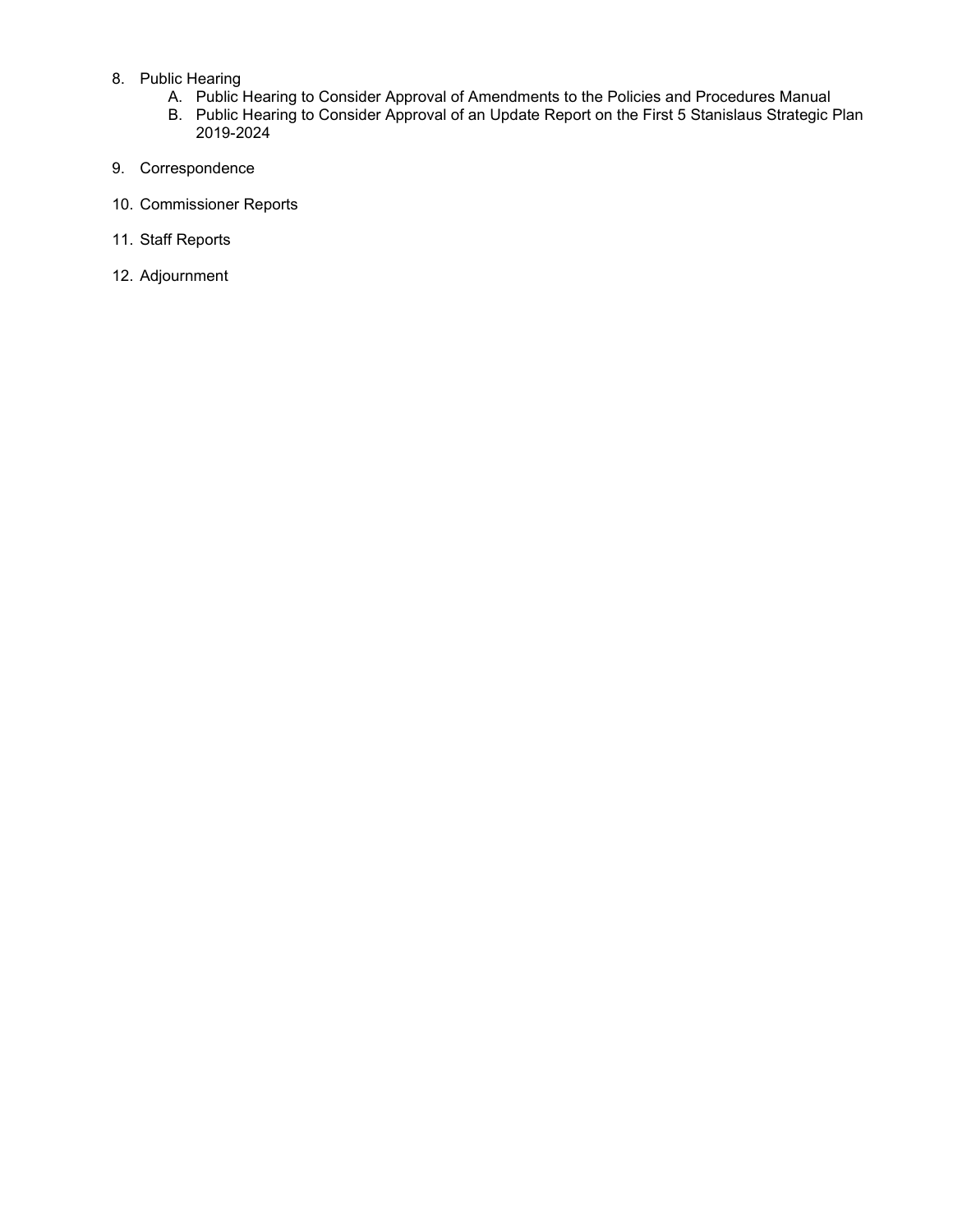8. Public Hearing
   A. Public Hearing to Consider Approval of Amendments to the Policies and Procedures Manual
   B. Public Hearing to Consider Approval of an Update Report on the First 5 Stanislaus Strategic Plan 2019-2024

9. Correspondence

10. Commissioner Reports

11. Staff Reports

12. Adjournment